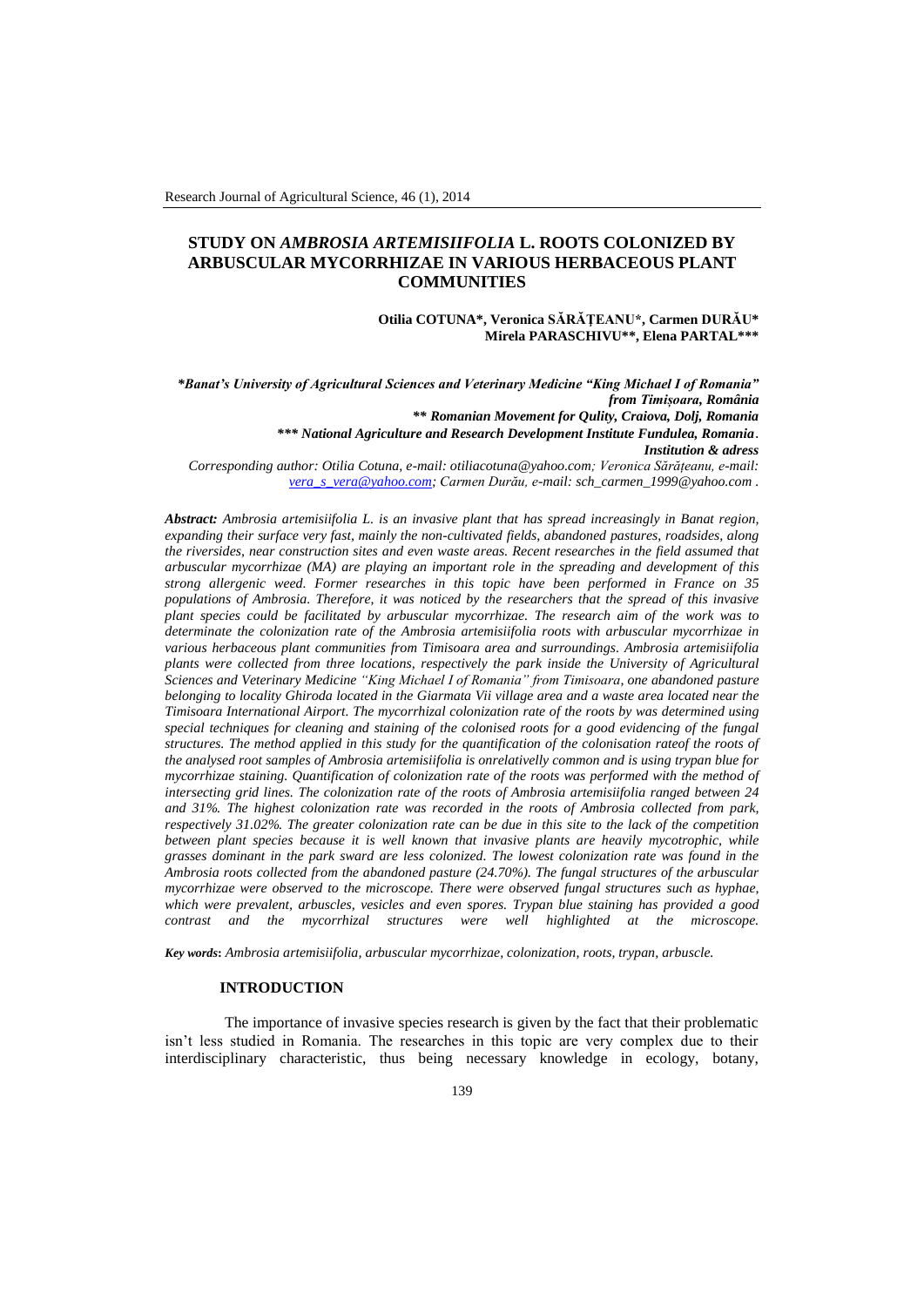# STUDY ON *AMBROSIA ARTEMISIIFOLIA* L. ROOTS COLONIZED BY ARBUSCULAR MYCORRHIZAE IN VARIOUS HERBACEOUS PLANT COMMUNITIES

**Otilia COTUNA*, Veronica SĂRĂŢEANU*, Carmen DURĂU***
**Mirela PARASCHIVU**, Elena PARTAL*****

****Banat's University of Agricultural Sciences and Veterinary Medicine "King Michael I of Romania" from Timişoara, România***
***\*\* Romanian Movement for Qulity, Craiova, Dolj, Romania***
***\*\*\* National Agriculture and Research Development Institute Fundulea, Romania.***
***Institution & adress***

*Corresponding author: Otilia Cotuna, e-mail: otiliacotuna@yahoo.com; Veronica Sărăţeanu, e-mail: vera_s_vera@yahoo.com; Carmen Durău, e-mail: sch_carmen_1999@yahoo.com .*

***Abstract:** Ambrosia artemisiifolia L. is an invasive plant that has spread increasingly in Banat region, expanding their surface very fast, mainly the non-cultivated fields, abandoned pastures, roadsides, along the riversides, near construction sites and even waste areas. Recent researches in the field assumed that arbuscular mycorrhizae (MA) are playing an important role in the spreading and development of this strong allergenic weed. Former researches in this topic have been performed in France on 35 populations of Ambrosia. Therefore, it was noticed by the researchers that the spread of this invasive plant species could be facilitated by arbuscular mycorrhizae. The research aim of the work was to determinate the colonization rate of the Ambrosia artemisiifolia roots with arbuscular mycorrhizae in various herbaceous plant communities from Timisoara area and surroundings. Ambrosia artemisiifolia plants were collected from three locations, respectively the park inside the University of Agricultural Sciences and Veterinary Medicine "King Michael I of Romania" from Timisoara, one abandoned pasture belonging to locality Ghiroda located in the Giarmata Vii village area and a waste area located near the Timisoara International Airport. The mycorrhizal colonization rate of the roots by was determined using special techniques for cleaning and staining of the colonised roots for a good evidencing of the fungal structures. The method applied in this study for the quantification of the colonisation rateof the roots of the analysed root samples of Ambrosia artemisiifolia is onrelatively common and is using trypan blue for mycorrhizae staining. Quantification of colonization rate of the roots was performed with the method of intersecting grid lines. The colonization rate of the roots of Ambrosia artemisiifolia ranged between 24 and 31%. The highest colonization rate was recorded in the roots of Ambrosia collected from park, respectively 31.02%. The greater colonization rate can be due in this site to the lack of the competition between plant species because it is well known that invasive plants are heavily mycotrophic, while grasses dominant in the park sward are less colonized. The lowest colonization rate was found in the Ambrosia roots collected from the abandoned pasture (24.70%). The fungal structures of the arbuscular mycorrhizae were observed to the microscope. There were observed fungal structures such as hyphae, which were prevalent, arbuscles, vesicles and even spores. Trypan blue staining has provided a good contrast and the mycorrhizal structures were well highlighted at the microscope.*

***Key words**: Ambrosia artemisiifolia, arbuscular mycorrhizae, colonization, roots, trypan, arbuscle.*

## INTRODUCTION

The importance of invasive species research is given by the fact that their problematic isn't less studied in Romania. The researches in this topic are very complex due to their interdisciplinary characteristic, thus being necessary knowledge in ecology, botany,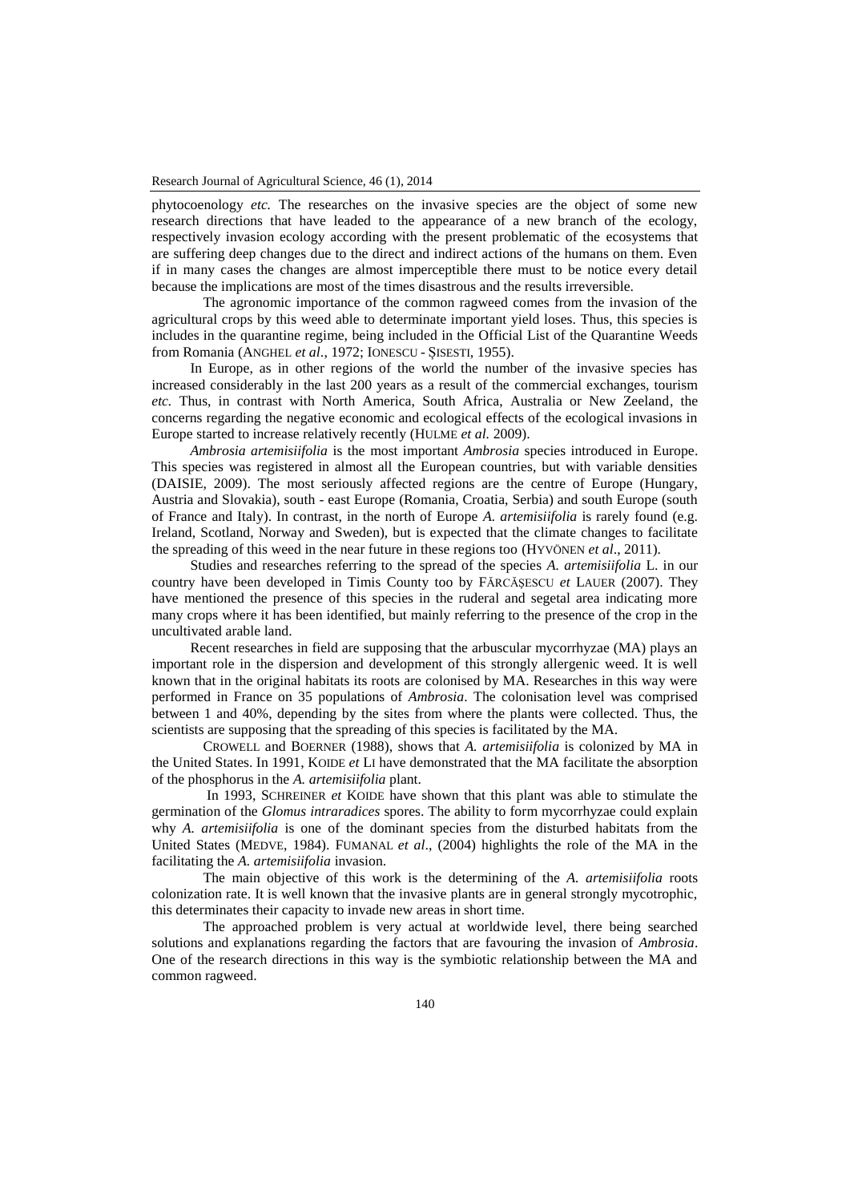phytocoenology *etc.* The researches on the invasive species are the object of some new research directions that have leaded to the appearance of a new branch of the ecology, respectively invasion ecology according with the present problematic of the ecosystems that are suffering deep changes due to the direct and indirect actions of the humans on them. Even if in many cases the changes are almost imperceptible there must to be notice every detail because the implications are most of the times disastrous and the results irreversible.

The agronomic importance of the common ragweed comes from the invasion of the agricultural crops by this weed able to determinate important yield loses. Thus, this species is includes in the quarantine regime, being included in the Official List of the Quarantine Weeds from Romania (ANGHEL *et al*., 1972; IONESCU - ȘISESTI, 1955).

In Europe, as in other regions of the world the number of the invasive species has increased considerably in the last 200 years as a result of the commercial exchanges, tourism *etc.* Thus, in contrast with North America, South Africa, Australia or New Zeeland, the concerns regarding the negative economic and ecological effects of the ecological invasions in Europe started to increase relatively recently (HULME *et al.* 2009).

*Ambrosia artemisiifolia* is the most important *Ambrosia* species introduced in Europe. This species was registered in almost all the European countries, but with variable densities (DAISIE, 2009). The most seriously affected regions are the centre of Europe (Hungary, Austria and Slovakia), south - east Europe (Romania, Croatia, Serbia) and south Europe (south of France and Italy). In contrast, in the north of Europe *A. artemisiifolia* is rarely found (e.g. Ireland, Scotland, Norway and Sweden), but is expected that the climate changes to facilitate the spreading of this weed in the near future in these regions too (HYVÖNEN *et al*., 2011).

Studies and researches referring to the spread of the species *A. artemisiifolia* L. in our country have been developed in Timis County too by FĂRCĂȘESCU *et* LAUER (2007). They have mentioned the presence of this species in the ruderal and segetal area indicating more many crops where it has been identified, but mainly referring to the presence of the crop in the uncultivated arable land.

Recent researches in field are supposing that the arbuscular mycorrhyzae (MA) plays an important role in the dispersion and development of this strongly allergenic weed. It is well known that in the original habitats its roots are colonised by MA. Researches in this way were performed in France on 35 populations of *Ambrosia*. The colonisation level was comprised between 1 and 40%, depending by the sites from where the plants were collected. Thus, the scientists are supposing that the spreading of this species is facilitated by the MA.

CROWELL and BOERNER (1988), shows that *A. artemisiifolia* is colonized by MA in the United States. In 1991, KOIDE *et* LI have demonstrated that the MA facilitate the absorption of the phosphorus in the *A. artemisiifolia* plant.

In 1993, SCHREINER *et* KOIDE have shown that this plant was able to stimulate the germination of the *Glomus intraradices* spores. The ability to form mycorrhyzae could explain why *A. artemisiifolia* is one of the dominant species from the disturbed habitats from the United States (MEDVE, 1984). FUMANAL *et al*., (2004) highlights the role of the MA in the facilitating the *A. artemisiifolia* invasion.

The main objective of this work is the determining of the *A. artemisiifolia* roots colonization rate. It is well known that the invasive plants are in general strongly mycotrophic, this determinates their capacity to invade new areas in short time.

The approached problem is very actual at worldwide level, there being searched solutions and explanations regarding the factors that are favouring the invasion of *Ambrosia*. One of the research directions in this way is the symbiotic relationship between the MA and common ragweed.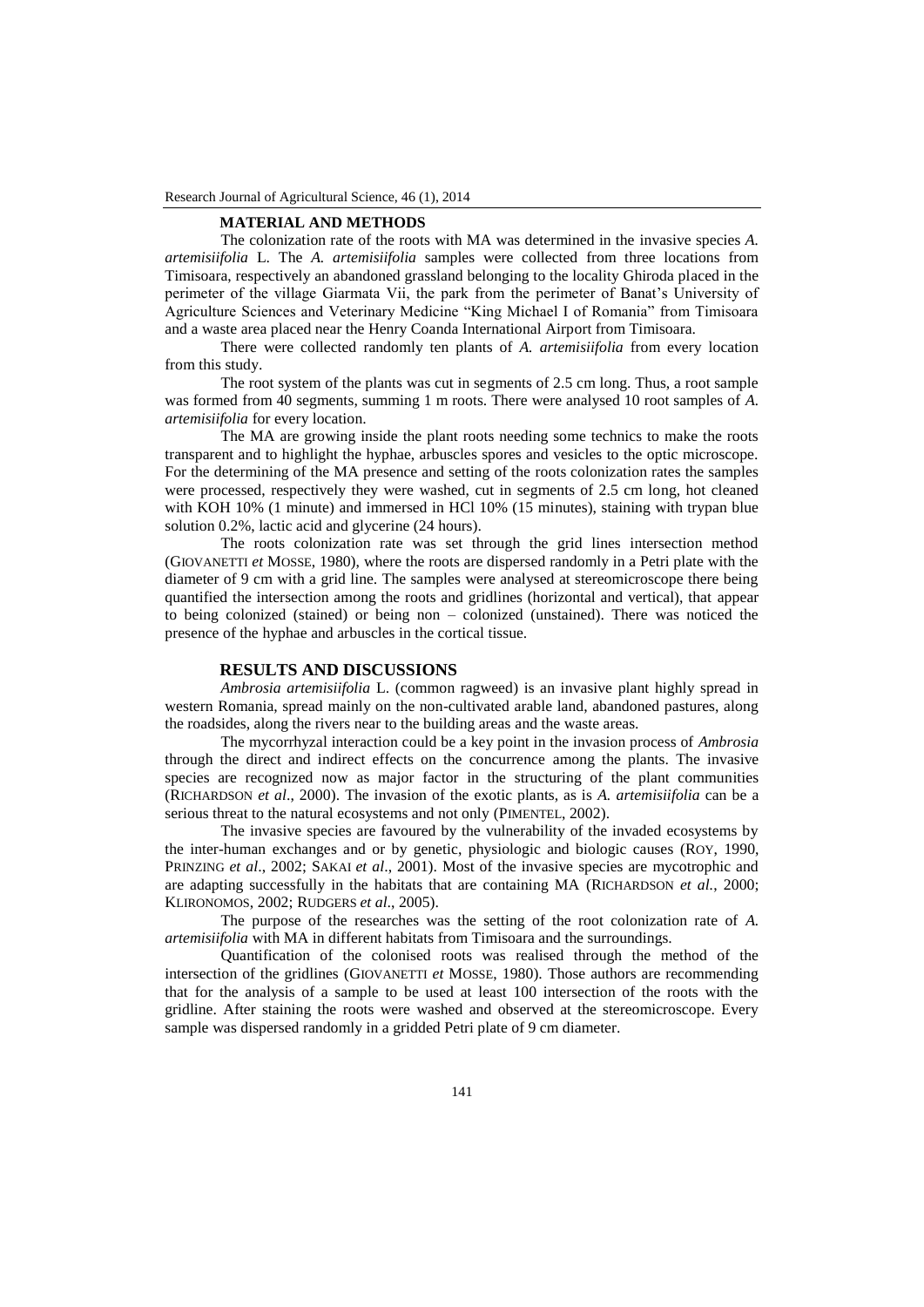## MATERIAL AND METHODS

The colonization rate of the roots with MA was determined in the invasive species *A. artemisiifolia* L. The *A. artemisiifolia* samples were collected from three locations from Timisoara, respectively an abandoned grassland belonging to the locality Ghiroda placed in the perimeter of the village Giarmata Vii, the park from the perimeter of Banat's University of Agriculture Sciences and Veterinary Medicine "King Michael I of Romania" from Timisoara and a waste area placed near the Henry Coanda International Airport from Timisoara.

There were collected randomly ten plants of *A. artemisiifolia* from every location from this study.

The root system of the plants was cut in segments of 2.5 cm long. Thus, a root sample was formed from 40 segments, summing 1 m roots. There were analysed 10 root samples of *A. artemisiifolia* for every location.

The MA are growing inside the plant roots needing some technics to make the roots transparent and to highlight the hyphae, arbuscles spores and vesicles to the optic microscope. For the determining of the MA presence and setting of the roots colonization rates the samples were processed, respectively they were washed, cut in segments of 2.5 cm long, hot cleaned with KOH 10% (1 minute) and immersed in HCl 10% (15 minutes), staining with trypan blue solution 0.2%, lactic acid and glycerine (24 hours).

The roots colonization rate was set through the grid lines intersection method (GIOVANETTI *et* MOSSE, 1980), where the roots are dispersed randomly in a Petri plate with the diameter of 9 cm with a grid line. The samples were analysed at stereomicroscope there being quantified the intersection among the roots and gridlines (horizontal and vertical), that appear to being colonized (stained) or being non – colonized (unstained). There was noticed the presence of the hyphae and arbuscles in the cortical tissue.

## RESULTS AND DISCUSSIONS

*Ambrosia artemisiifolia* L. (common ragweed) is an invasive plant highly spread in western Romania, spread mainly on the non-cultivated arable land, abandoned pastures, along the roadsides, along the rivers near to the building areas and the waste areas.

The mycorrhyzal interaction could be a key point in the invasion process of *Ambrosia* through the direct and indirect effects on the concurrence among the plants. The invasive species are recognized now as major factor in the structuring of the plant communities (RICHARDSON *et al*., 2000). The invasion of the exotic plants, as is *A. artemisiifolia* can be a serious threat to the natural ecosystems and not only (PIMENTEL, 2002).

The invasive species are favoured by the vulnerability of the invaded ecosystems by the inter-human exchanges and or by genetic, physiologic and biologic causes (ROY, 1990, PRINZING *et al*., 2002; SAKAI *et al*., 2001). Most of the invasive species are mycotrophic and are adapting successfully in the habitats that are containing MA (RICHARDSON *et al.*, 2000; KLIRONOMOS, 2002; RUDGERS *et al*., 2005).

The purpose of the researches was the setting of the root colonization rate of *A. artemisiifolia* with MA in different habitats from Timisoara and the surroundings.

Quantification of the colonised roots was realised through the method of the intersection of the gridlines (GIOVANETTI *et* MOSSE, 1980). Those authors are recommending that for the analysis of a sample to be used at least 100 intersection of the roots with the gridline. After staining the roots were washed and observed at the stereomicroscope. Every sample was dispersed randomly in a gridded Petri plate of 9 cm diameter.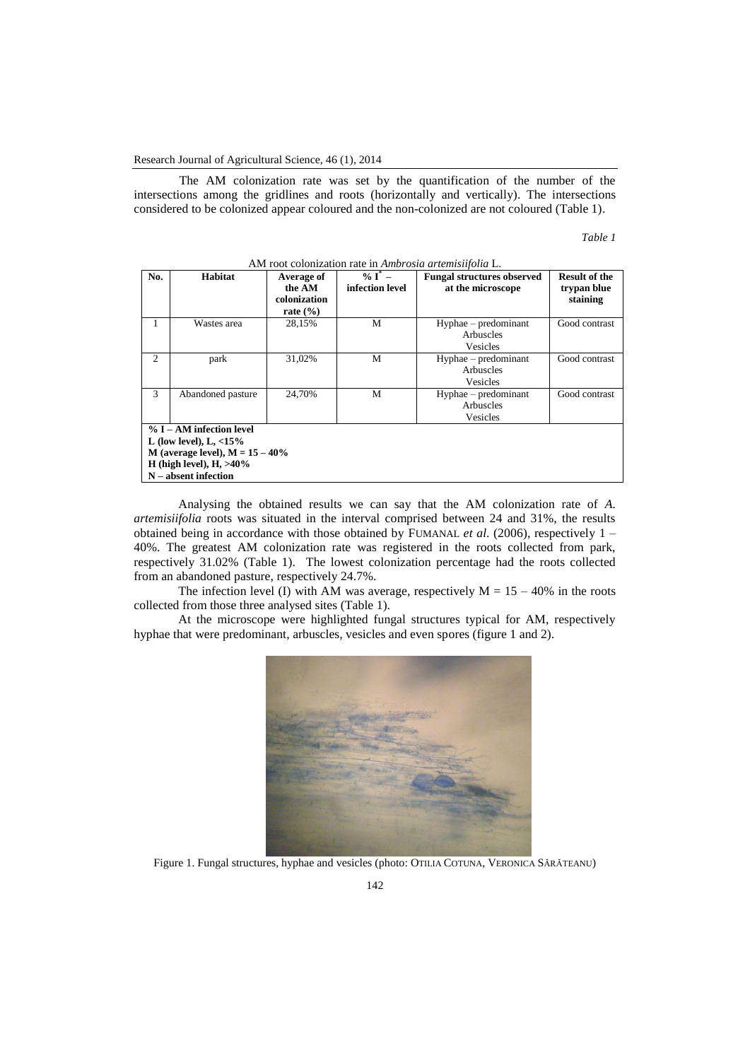The AM colonization rate was set by the quantification of the number of the intersections among the gridlines and roots (horizontally and vertically). The intersections considered to be colonized appear coloured and the non-colonized are not coloured (Table 1).

*Table 1*

AM root colonization rate in *Ambrosia artemisiifolia* L.

| No. | Habitat | Average of the AM colonization rate (%) | % I* – infection level | Fungal structures observed at the microscope | Result of the trypan blue staining |
|---|---|---|---|---|---|
| 1 | Wastes area | 28,15% | M | Hyphae – predominant<br>Arbuscles<br>Vesicles | Good contrast |
| 2 | park | 31,02% | M | Hyphae – predominant<br>Arbuscles<br>Vesicles | Good contrast |
| 3 | Abandoned pasture | 24,70% | M | Hyphae – predominant<br>Arbuscles<br>Vesicles | Good contrast |

**% I – AM infection level**
**L (low level), L, <15%**
**M (average level), M = 15 – 40%**
**H (high level), H, >40%**
**N – absent infection**

Analysing the obtained results we can say that the AM colonization rate of *A. artemisiifolia* roots was situated in the interval comprised between 24 and 31%, the results obtained being in accordance with those obtained by FUMANAL *et al.* (2006), respectively 1 – 40%. The greatest AM colonization rate was registered in the roots collected from park, respectively 31.02% (Table 1). The lowest colonization percentage had the roots collected from an abandoned pasture, respectively 24.7%.

The infection level (I) with AM was average, respectively M = 15 – 40% in the roots collected from those three analysed sites (Table 1).

At the microscope were highlighted fungal structures typical for AM, respectively hyphae that were predominant, arbuscles, vesicles and even spores (figure 1 and 2).

Figure 1. Fungal structures, hyphae and vesicles (photo: OTILIA COTUNA, VERONICA SĂRĂTEANU)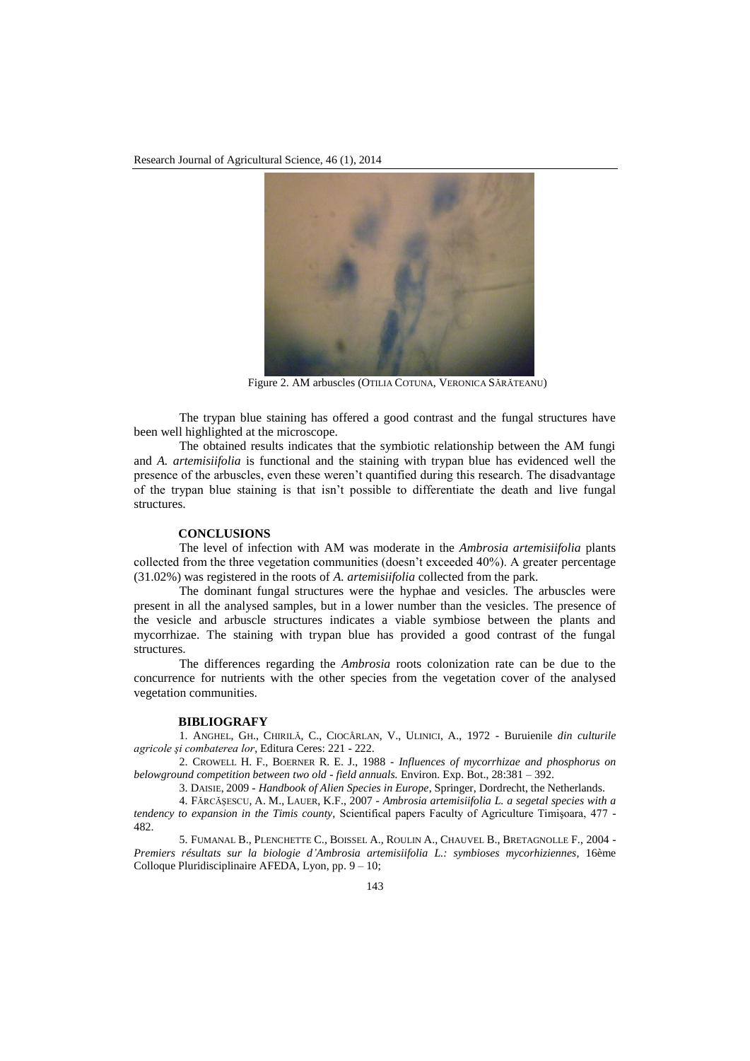Figure 2. AM arbuscles (OTILIA COTUNA, VERONICA SĂRĂTEANU)

The trypan blue staining has offered a good contrast and the fungal structures have been well highlighted at the microscope.

The obtained results indicates that the symbiotic relationship between the AM fungi and *A. artemisiifolia* is functional and the staining with trypan blue has evidenced well the presence of the arbuscles, even these weren't quantified during this research. The disadvantage of the trypan blue staining is that isn't possible to differentiate the death and live fungal structures.

## CONCLUSIONS

The level of infection with AM was moderate in the *Ambrosia artemisiifolia* plants collected from the three vegetation communities (doesn't exceeded 40%). A greater percentage (31.02%) was registered in the roots of *A. artemisiifolia* collected from the park.

The dominant fungal structures were the hyphae and vesicles. The arbuscles were present in all the analysed samples, but in a lower number than the vesicles. The presence of the vesicle and arbuscle structures indicates a viable symbiose between the plants and mycorrhizae. The staining with trypan blue has provided a good contrast of the fungal structures.

The differences regarding the *Ambrosia* roots colonization rate can be due to the concurrence for nutrients with the other species from the vegetation cover of the analysed vegetation communities.

## BIBLIOGRAFY

1. ANGHEL, GH., CHIRILĂ, C., CIOCÂRLAN, V., ULINICI, A., 1972 - Buruienile *din culturile agricole şi combaterea lor*, Editura Ceres: 221 - 222.

2. CROWELL H. F., BOERNER R. E. J., 1988 - *Influences of mycorrhizae and phosphorus on belowground competition between two old - field annuals.* Environ. Exp. Bot., 28:381 – 392.

3. DAISIE, 2009 - *Handbook of Alien Species in Europe*, Springer, Dordrecht, the Netherlands.

4. FĂRCĂŞESCU, A. M., LAUER, K.F., 2007 - *Ambrosia artemisiifolia L. a segetal species with a tendency to expansion in the Timis county,* Scientifical papers Faculty of Agriculture Timişoara, 477 - 482.

5. FUMANAL B., PLENCHETTE C., BOISSEL A., ROULIN A., CHAUVEL B., BRETAGNOLLE F., 2004 - *Premiers résultats sur la biologie d'Ambrosia artemisiifolia L.: symbioses mycorhiziennes,* 16ème Colloque Pluridisciplinaire AFEDA, Lyon, pp. 9 – 10;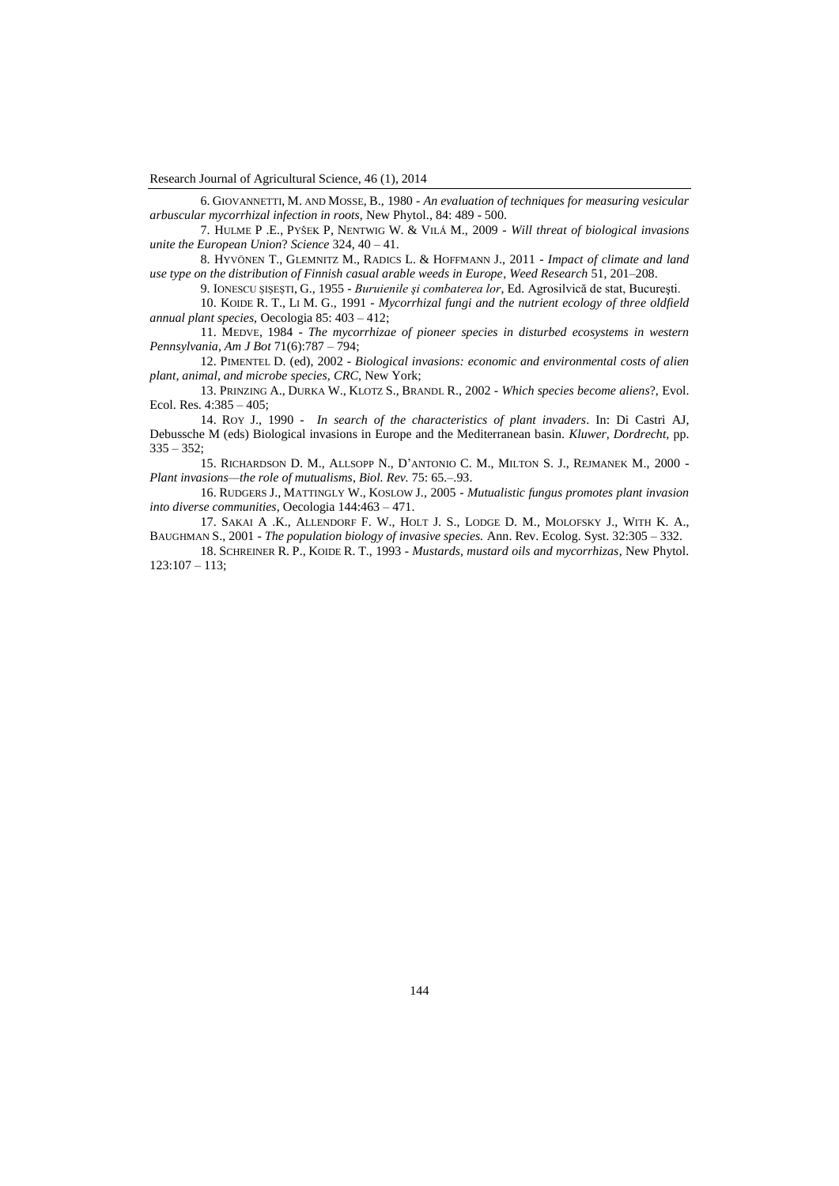6. GIOVANNETTI, M. AND MOSSE, B., 1980 - *An evaluation of techniques for measuring vesicular arbuscular mycorrhizal infection in roots*, New Phytol., 84: 489 - 500.

7. HULME P .E., PYŠEK P, NENTWIG W. & VILÁ M., 2009 - *Will threat of biological invasions unite the European Union*? *Science* 324, 40 – 41.

8. HYVÖNEN T., GLEMNITZ M., RADICS L. & HOFFMANN J., 2011 - *Impact of climate and land use type on the distribution of Finnish casual arable weeds in Europe*, *Weed Research* 51, 201–208.

9. IONESCU ŞIŞEŞTI, G., 1955 - *Buruienile şi combaterea lor*, Ed. Agrosilvică de stat, Bucureşti.

10. KOIDE R. T., LI M. G., 1991 - *Mycorrhizal fungi and the nutrient ecology of three oldfield annual plant species*, Oecologia 85: 403 – 412;

11. MEDVE, 1984 - *The mycorrhizae of pioneer species in disturbed ecosystems in western Pennsylvania*, *Am J Bot* 71(6):787 – 794;

12. PIMENTEL D. (ed), 2002 - *Biological invasions: economic and environmental costs of alien plant, animal, and microbe species*, *CRC*, New York;

13. PRINZING A., DURKA W., KLOTZ S., BRANDL R., 2002 - *Which species become aliens*?, Evol. Ecol. Res. 4:385 – 405;

14. ROY J., 1990 - *In search of the characteristics of plant invaders*. In: Di Castri AJ, Debussche M (eds) Biological invasions in Europe and the Mediterranean basin. *Kluwer, Dordrecht*, pp. 335 – 352;

15. RICHARDSON D. M., ALLSOPP N., D'ANTONIO C. M., MILTON S. J., REJMANEK M., 2000 - *Plant invasions—the role of mutualisms*, *Biol. Rev.* 75: 65.–.93.

16. RUDGERS J., MATTINGLY W., KOSLOW J., 2005 - *Mutualistic fungus promotes plant invasion into diverse communities*, Oecologia 144:463 – 471.

17. SAKAI A .K., ALLENDORF F. W., HOLT J. S., LODGE D. M., MOLOFSKY J., WITH K. A., BAUGHMAN S., 2001 - *The population biology of invasive species.* Ann. Rev. Ecolog. Syst. 32:305 – 332.

18. SCHREINER R. P., KOIDE R. T., 1993 - *Mustards, mustard oils and mycorrhizas*, New Phytol. 123:107 – 113;